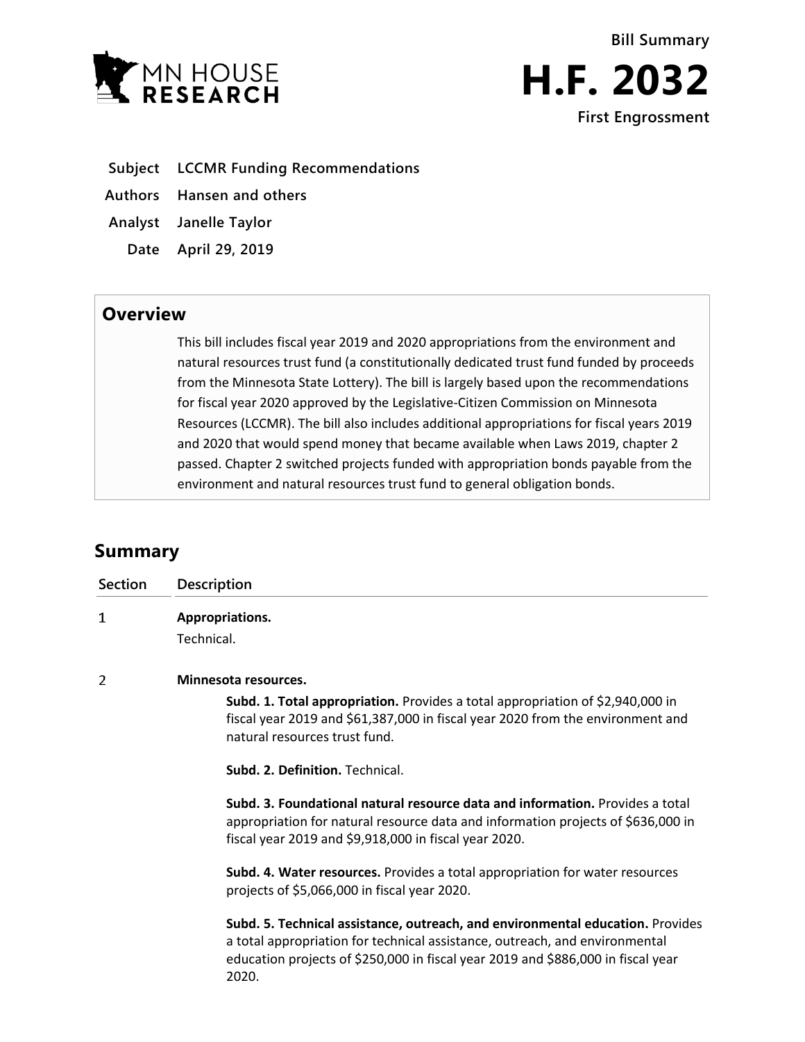MN HOUSE RESEARCH

Bill Summary

# H.F. 2032

First Engrossment

**Subject** LCCMR Funding Recommendations

**Authors** Hansen and others

**Analyst** Janelle Taylor

**Date** April 29, 2019

## Overview

This bill includes fiscal year 2019 and 2020 appropriations from the environment and natural resources trust fund (a constitutionally dedicated trust fund funded by proceeds from the Minnesota State Lottery). The bill is largely based upon the recommendations for fiscal year 2020 approved by the Legislative-Citizen Commission on Minnesota Resources (LCCMR). The bill also includes additional appropriations for fiscal years 2019 and 2020 that would spend money that became available when Laws 2019, chapter 2 passed. Chapter 2 switched projects funded with appropriation bonds payable from the environment and natural resources trust fund to general obligation bonds.

## Summary

| Section | Description |
|---|---|
| 1 | **Appropriations.**<br>Technical. |
| 2 | **Minnesota resources.**<br>**Subd. 1. Total appropriation.** Provides a total appropriation of $2,940,000 in fiscal year 2019 and $61,387,000 in fiscal year 2020 from the environment and natural resources trust fund.<br><br>**Subd. 2. Definition.** Technical.<br><br>**Subd. 3. Foundational natural resource data and information.** Provides a total appropriation for natural resource data and information projects of $636,000 in fiscal year 2019 and $9,918,000 in fiscal year 2020.<br><br>**Subd. 4. Water resources.** Provides a total appropriation for water resources projects of $5,066,000 in fiscal year 2020.<br><br>**Subd. 5. Technical assistance, outreach, and environmental education.** Provides a total appropriation for technical assistance, outreach, and environmental education projects of $250,000 in fiscal year 2019 and $886,000 in fiscal year 2020. |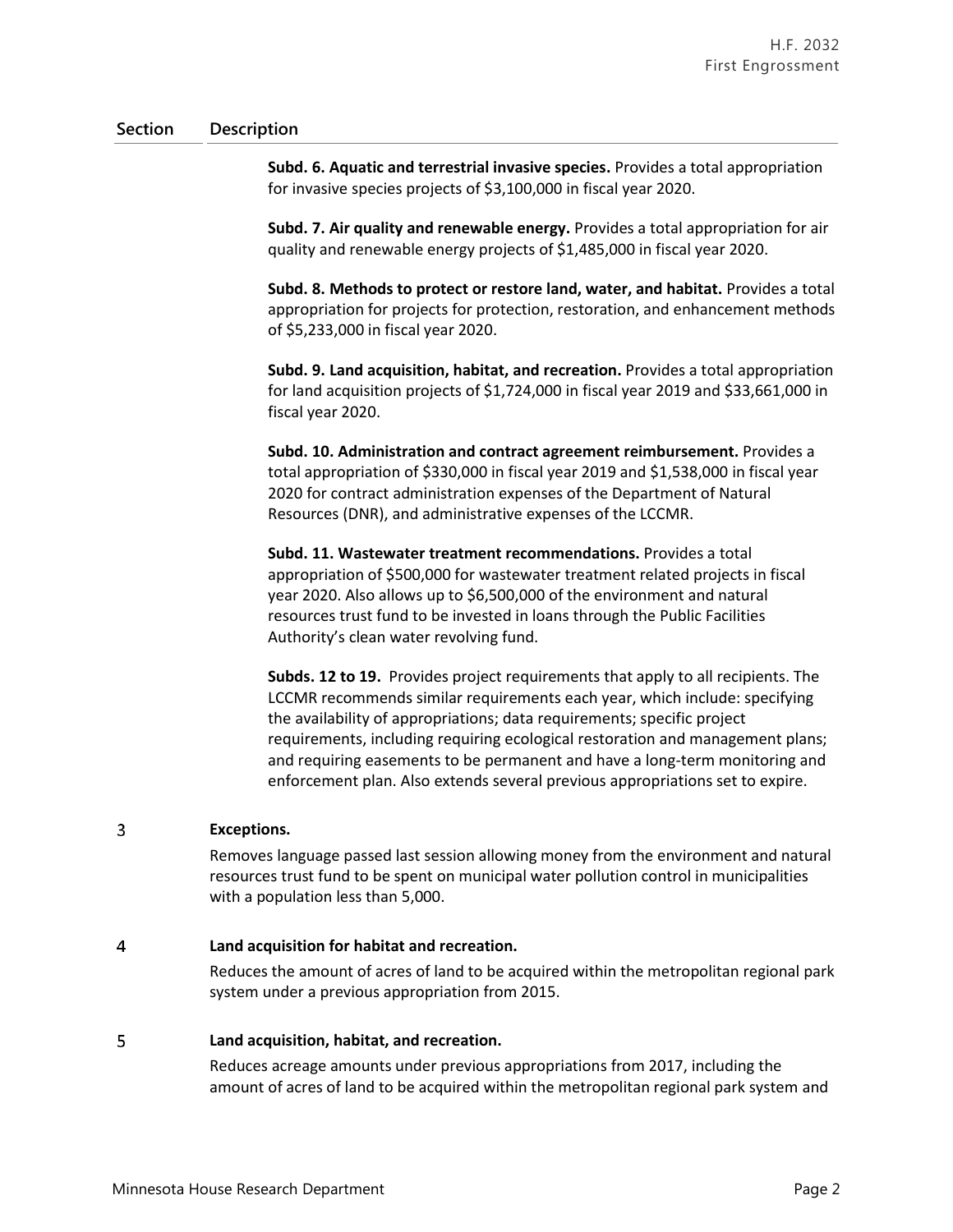| Section | Description |
|---|---|
| | **Subd. 6. Aquatic and terrestrial invasive species.** Provides a total appropriation for invasive species projects of $3,100,000 in fiscal year 2020. |
| | **Subd. 7. Air quality and renewable energy.** Provides a total appropriation for air quality and renewable energy projects of $1,485,000 in fiscal year 2020. |
| | **Subd. 8. Methods to protect or restore land, water, and habitat.** Provides a total appropriation for projects for protection, restoration, and enhancement methods of $5,233,000 in fiscal year 2020. |
| | **Subd. 9. Land acquisition, habitat, and recreation.** Provides a total appropriation for land acquisition projects of $1,724,000 in fiscal year 2019 and $33,661,000 in fiscal year 2020. |
| | **Subd. 10. Administration and contract agreement reimbursement.** Provides a total appropriation of $330,000 in fiscal year 2019 and $1,538,000 in fiscal year 2020 for contract administration expenses of the Department of Natural Resources (DNR), and administrative expenses of the LCCMR. |
| | **Subd. 11. Wastewater treatment recommendations.** Provides a total appropriation of $500,000 for wastewater treatment related projects in fiscal year 2020. Also allows up to $6,500,000 of the environment and natural resources trust fund to be invested in loans through the Public Facilities Authority's clean water revolving fund. |
| | **Subds. 12 to 19.** Provides project requirements that apply to all recipients. The LCCMR recommends similar requirements each year, which include: specifying the availability of appropriations; data requirements; specific project requirements, including requiring ecological restoration and management plans; and requiring easements to be permanent and have a long-term monitoring and enforcement plan. Also extends several previous appropriations set to expire. |
| 3 | **Exceptions.**<br>Removes language passed last session allowing money from the environment and natural resources trust fund to be spent on municipal water pollution control in municipalities with a population less than 5,000. |
| 4 | **Land acquisition for habitat and recreation.**<br>Reduces the amount of acres of land to be acquired within the metropolitan regional park system under a previous appropriation from 2015. |
| 5 | **Land acquisition, habitat, and recreation.**<br>Reduces acreage amounts under previous appropriations from 2017, including the amount of acres of land to be acquired within the metropolitan regional park system and |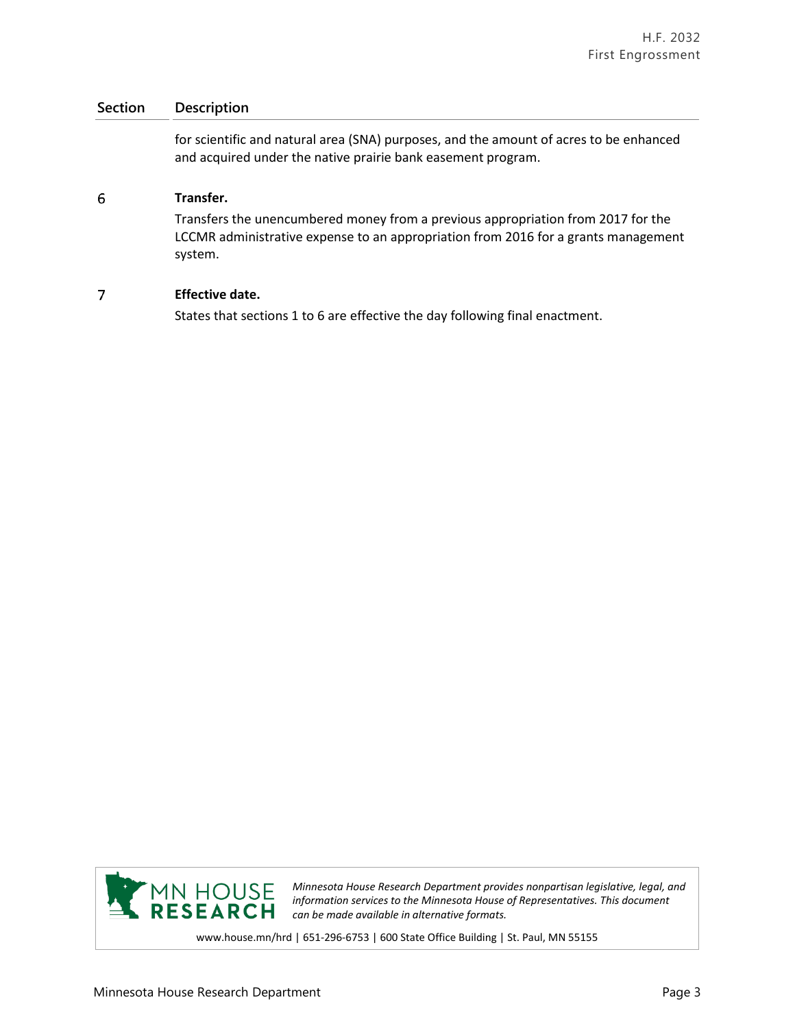| Section | Description |
|---|---|
| | for scientific and natural area (SNA) purposes, and the amount of acres to be enhanced and acquired under the native prairie bank easement program. |
| 6 | **Transfer.** Transfers the unencumbered money from a previous appropriation from 2017 for the LCCMR administrative expense to an appropriation from 2016 for a grants management system. |
| 7 | **Effective date.** States that sections 1 to 6 are effective the day following final enactment. |

MN HOUSE RESEARCH

*Minnesota House Research Department provides nonpartisan legislative, legal, and information services to the Minnesota House of Representatives. This document can be made available in alternative formats.*

www.house.mn/hrd | 651-296-6753 | 600 State Office Building | St. Paul, MN 55155